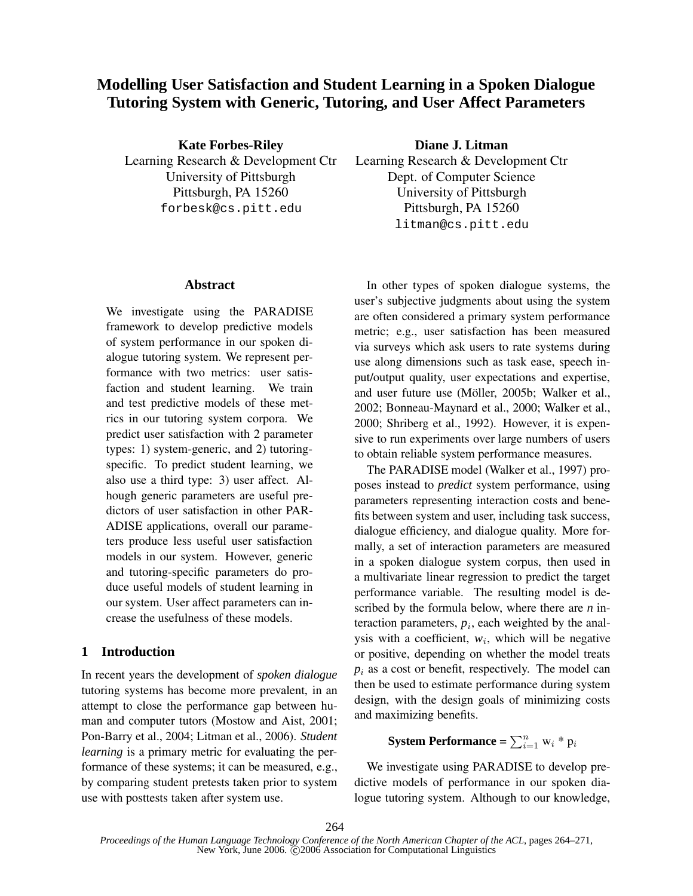# Modelling User Satisfaction and Student Learning in a Spoken Dialogue Tutoring System with Generic, Tutoring, and User Affect Parameters

**Kate Forbes-Riley**
Learning Research & Development Ctr
University of Pittsburgh
Pittsburgh, PA 15260
forbesk@cs.pitt.edu

**Diane J. Litman**
Learning Research & Development Ctr
Dept. of Computer Science
University of Pittsburgh
Pittsburgh, PA 15260
litman@cs.pitt.edu

## Abstract

We investigate using the PARADISE framework to develop predictive models of system performance in our spoken dialogue tutoring system. We represent performance with two metrics: user satisfaction and student learning. We train and test predictive models of these metrics in our tutoring system corpora. We predict user satisfaction with 2 parameter types: 1) system-generic, and 2) tutoring-specific. To predict student learning, we also use a third type: 3) user affect. Alhough generic parameters are useful predictors of user satisfaction in other PARADISE applications, overall our parameters produce less useful user satisfaction models in our system. However, generic and tutoring-specific parameters do produce useful models of student learning in our system. User affect parameters can increase the usefulness of these models.

## 1 Introduction

In recent years the development of *spoken dialogue* tutoring systems has become more prevalent, in an attempt to close the performance gap between human and computer tutors (Mostow and Aist, 2001; Pon-Barry et al., 2004; Litman et al., 2006). *Student learning* is a primary metric for evaluating the performance of these systems; it can be measured, e.g., by comparing student pretests taken prior to system use with posttests taken after system use.

In other types of spoken dialogue systems, the user's subjective judgments about using the system are often considered a primary system performance metric; e.g., user satisfaction has been measured via surveys which ask users to rate systems during use along dimensions such as task ease, speech input/output quality, user expectations and expertise, and user future use (Möller, 2005b; Walker et al., 2002; Bonneau-Maynard et al., 2000; Walker et al., 2000; Shriberg et al., 1992). However, it is expensive to run experiments over large numbers of users to obtain reliable system performance measures.

The PARADISE model (Walker et al., 1997) proposes instead to *predict* system performance, using parameters representing interaction costs and benefits between system and user, including task success, dialogue efficiency, and dialogue quality. More formally, a set of interaction parameters are measured in a spoken dialogue system corpus, then used in a multivariate linear regression to predict the target performance variable. The resulting model is described by the formula below, where there are *n* interaction parameters, $p_i$, each weighted by the analysis with a coefficient, $w_i$, which will be negative or positive, depending on whether the model treats $p_i$ as a cost or benefit, respectively. The model can then be used to estimate performance during system design, with the design goals of minimizing costs and maximizing benefits.

$$\textbf{System Performance} = \sum_{i=1}^{n} w_i * p_i$$

We investigate using PARADISE to develop predictive models of performance in our spoken dialogue tutoring system. Although to our knowledge,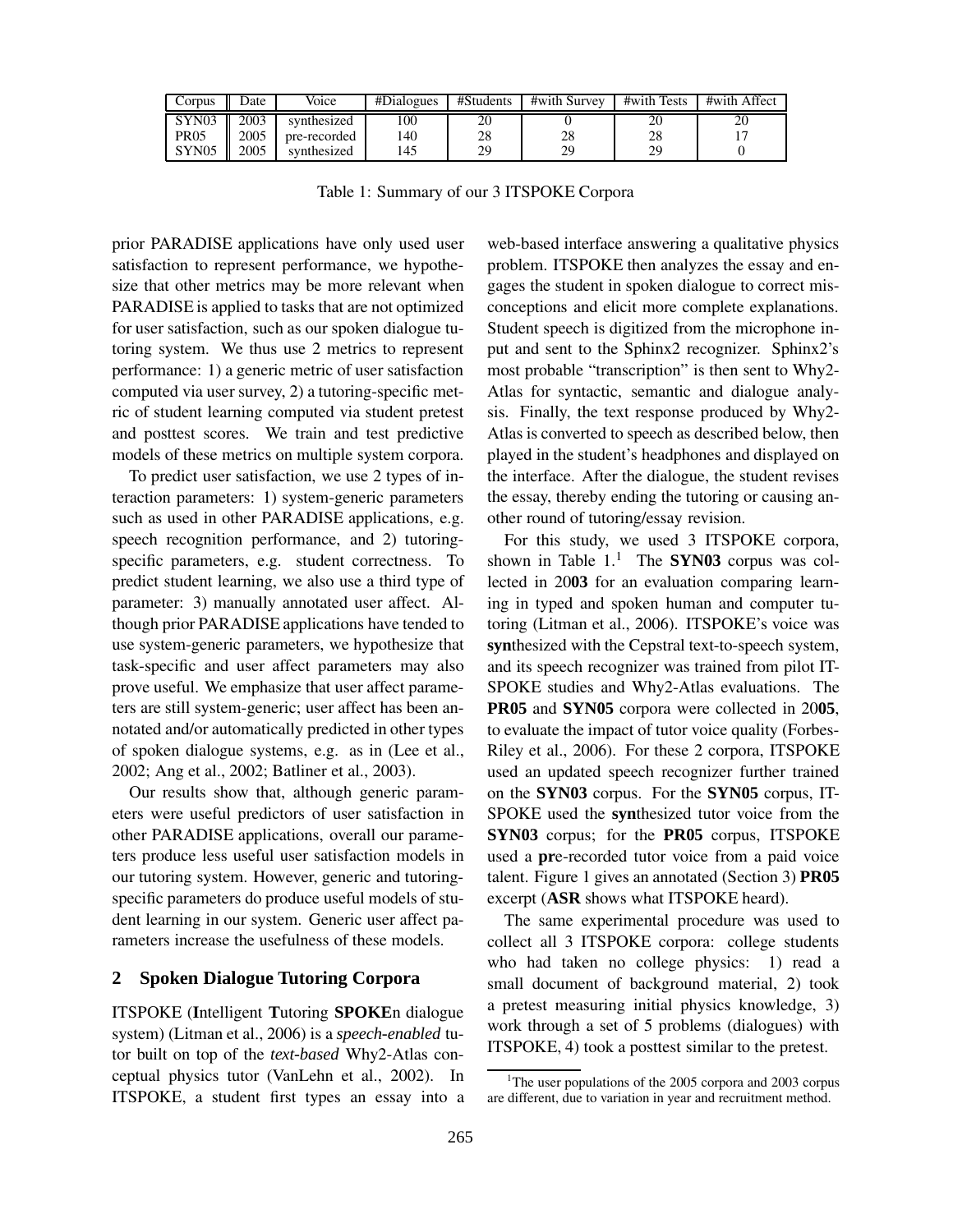| Corpus | Date | Voice | #Dialogues | #Students | #with Survey | #with Tests | #with Affect |
|---|---|---|---|---|---|---|---|
| SYN03 | 2003 | synthesized | 100 | 20 | 0 | 20 | 20 |
| PR05 | 2005 | pre-recorded | 140 | 28 | 28 | 28 | 17 |
| SYN05 | 2005 | synthesized | 145 | 29 | 29 | 29 | 0 |

Table 1: Summary of our 3 ITSPOKE Corpora

prior PARADISE applications have only used user satisfaction to represent performance, we hypothesize that other metrics may be more relevant when PARADISE is applied to tasks that are not optimized for user satisfaction, such as our spoken dialogue tutoring system. We thus use 2 metrics to represent performance: 1) a generic metric of user satisfaction computed via user survey, 2) a tutoring-specific metric of student learning computed via student pretest and posttest scores. We train and test predictive models of these metrics on multiple system corpora.

To predict user satisfaction, we use 2 types of interaction parameters: 1) system-generic parameters such as used in other PARADISE applications, e.g. speech recognition performance, and 2) tutoring-specific parameters, e.g. student correctness. To predict student learning, we also use a third type of parameter: 3) manually annotated user affect. Although prior PARADISE applications have tended to use system-generic parameters, we hypothesize that task-specific and user affect parameters may also prove useful. We emphasize that user affect parameters are still system-generic; user affect has been annotated and/or automatically predicted in other types of spoken dialogue systems, e.g. as in (Lee et al., 2002; Ang et al., 2002; Batliner et al., 2003).

Our results show that, although generic parameters were useful predictors of user satisfaction in other PARADISE applications, overall our parameters produce less useful user satisfaction models in our tutoring system. However, generic and tutoring-specific parameters do produce useful models of student learning in our system. Generic user affect parameters increase the usefulness of these models.

## 2 Spoken Dialogue Tutoring Corpora

ITSPOKE (**I**ntelligent **T**utoring **SPOKE**n dialogue system) (Litman et al., 2006) is a *speech-enabled* tutor built on top of the *text-based* Why2-Atlas conceptual physics tutor (VanLehn et al., 2002). In ITSPOKE, a student first types an essay into a web-based interface answering a qualitative physics problem. ITSPOKE then analyzes the essay and engages the student in spoken dialogue to correct misconceptions and elicit more complete explanations. Student speech is digitized from the microphone input and sent to the Sphinx2 recognizer. Sphinx2's most probable "transcription" is then sent to Why2-Atlas for syntactic, semantic and dialogue analysis. Finally, the text response produced by Why2-Atlas is converted to speech as described below, then played in the student's headphones and displayed on the interface. After the dialogue, the student revises the essay, thereby ending the tutoring or causing another round of tutoring/essay revision.

For this study, we used 3 ITSPOKE corpora, shown in Table 1.[1] The **SYN03** corpus was collected in 20**03** for an evaluation comparing learning in typed and spoken human and computer tutoring (Litman et al., 2006). ITSPOKE's voice was **syn**thesized with the Cepstral text-to-speech system, and its speech recognizer was trained from pilot ITSPOKE studies and Why2-Atlas evaluations. The **PR05** and **SYN05** corpora were collected in 20**05**, to evaluate the impact of tutor voice quality (Forbes-Riley et al., 2006). For these 2 corpora, ITSPOKE used an updated speech recognizer further trained on the **SYN03** corpus. For the **SYN05** corpus, ITSPOKE used the **syn**thesized tutor voice from the **SYN03** corpus; for the **PR05** corpus, ITSPOKE used a **pr**e-recorded tutor voice from a paid voice talent. Figure 1 gives an annotated (Section 3) **PR05** excerpt (**ASR** shows what ITSPOKE heard).

The same experimental procedure was used to collect all 3 ITSPOKE corpora: college students who had taken no college physics: 1) read a small document of background material, 2) took a pretest measuring initial physics knowledge, 3) work through a set of 5 problems (dialogues) with ITSPOKE, 4) took a posttest similar to the pretest.

[1] The user populations of the 2005 corpora and 2003 corpus are different, due to variation in year and recruitment method.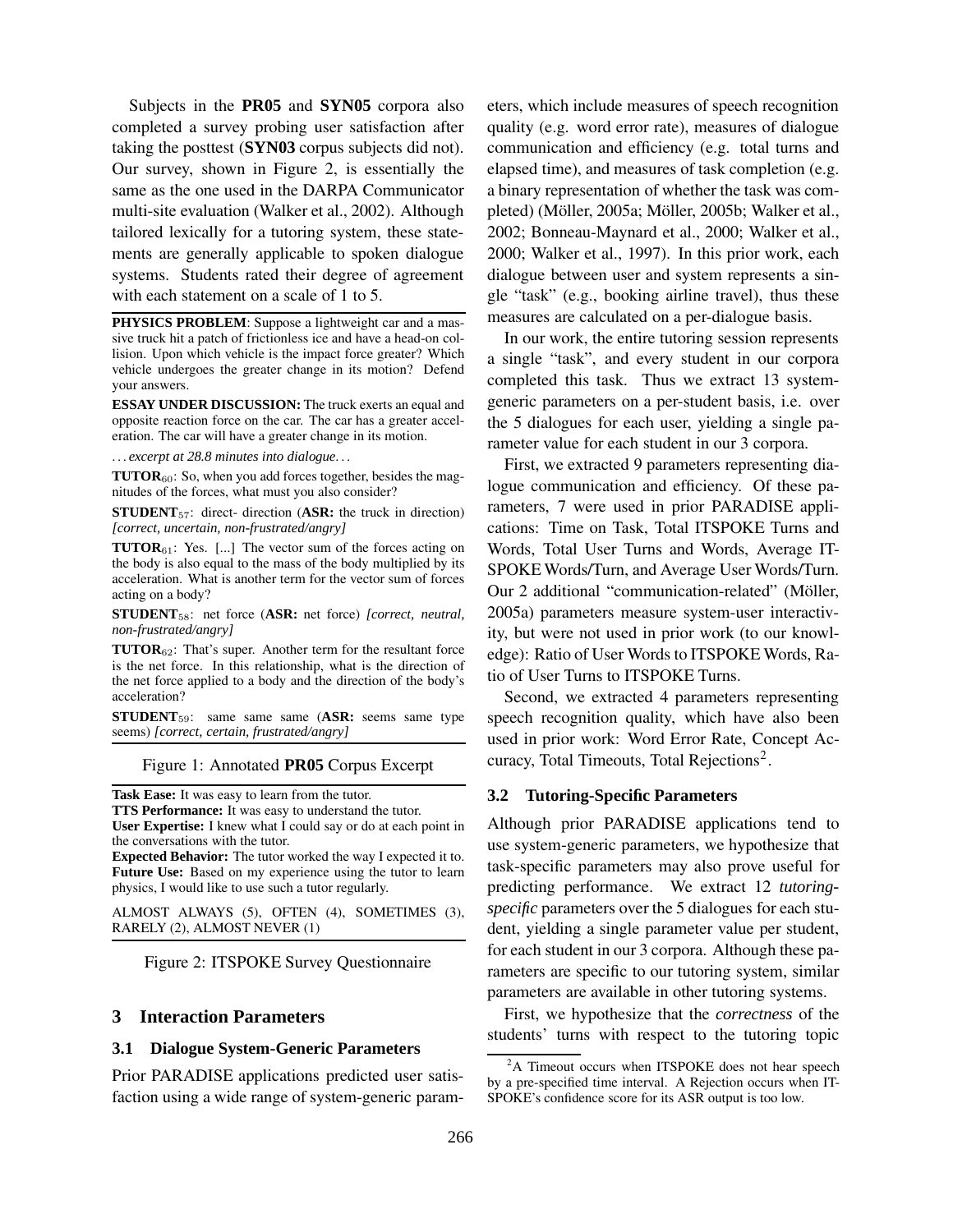Subjects in the **PR05** and **SYN05** corpora also completed a survey probing user satisfaction after taking the posttest (**SYN03** corpus subjects did not). Our survey, shown in Figure 2, is essentially the same as the one used in the DARPA Communicator multi-site evaluation (Walker et al., 2002). Although tailored lexically for a tutoring system, these statements are generally applicable to spoken dialogue systems. Students rated their degree of agreement with each statement on a scale of 1 to 5.

**PHYSICS PROBLEM**: Suppose a lightweight car and a massive truck hit a patch of frictionless ice and have a head-on collision. Upon which vehicle is the impact force greater? Which vehicle undergoes the greater change in its motion? Defend your answers.

**ESSAY UNDER DISCUSSION:** The truck exerts an equal and opposite reaction force on the car. The car has a greater acceleration. The car will have a greater change in its motion.

. . . *excerpt at 28.8 minutes into dialogue*. . .

**TUTOR**$_{60}$: So, when you add forces together, besides the magnitudes of the forces, what must you also consider?

**STUDENT**$_{57}$: direct- direction (**ASR:** the truck in direction) *[correct, uncertain, non-frustrated/angry]*

**TUTOR**$_{61}$: Yes. [...] The vector sum of the forces acting on the body is also equal to the mass of the body multiplied by its acceleration. What is another term for the vector sum of forces acting on a body?

**STUDENT**$_{58}$: net force (**ASR:** net force) *[correct, neutral, non-frustrated/angry]*

**TUTOR**$_{62}$: That's super. Another term for the resultant force is the net force. In this relationship, what is the direction of the net force applied to a body and the direction of the body's acceleration?

**STUDENT**$_{59}$: same same same (**ASR:** seems same type seems) *[correct, certain, frustrated/angry]*

Figure 1: Annotated **PR05** Corpus Excerpt

**Task Ease:** It was easy to learn from the tutor.
**TTS Performance:** It was easy to understand the tutor.
**User Expertise:** I knew what I could say or do at each point in the conversations with the tutor.
**Expected Behavior:** The tutor worked the way I expected it to.
**Future Use:** Based on my experience using the tutor to learn physics, I would like to use such a tutor regularly.

ALMOST ALWAYS (5), OFTEN (4), SOMETIMES (3), RARELY (2), ALMOST NEVER (1)

Figure 2: ITSPOKE Survey Questionnaire

## 3 Interaction Parameters

### 3.1 Dialogue System-Generic Parameters

Prior PARADISE applications predicted user satisfaction using a wide range of system-generic parameters, which include measures of speech recognition quality (e.g. word error rate), measures of dialogue communication and efficiency (e.g. total turns and elapsed time), and measures of task completion (e.g. a binary representation of whether the task was completed) (Möller, 2005a; Möller, 2005b; Walker et al., 2002; Bonneau-Maynard et al., 2000; Walker et al., 2000; Walker et al., 1997). In this prior work, each dialogue between user and system represents a single "task" (e.g., booking airline travel), thus these measures are calculated on a per-dialogue basis.

In our work, the entire tutoring session represents a single "task", and every student in our corpora completed this task. Thus we extract 13 system-generic parameters on a per-student basis, i.e. over the 5 dialogues for each user, yielding a single parameter value for each student in our 3 corpora.

First, we extracted 9 parameters representing dialogue communication and efficiency. Of these parameters, 7 were used in prior PARADISE applications: Time on Task, Total ITSPOKE Turns and Words, Total User Turns and Words, Average ITSPOKE Words/Turn, and Average User Words/Turn. Our 2 additional "communication-related" (Möller, 2005a) parameters measure system-user interactivity, but were not used in prior work (to our knowledge): Ratio of User Words to ITSPOKE Words, Ratio of User Turns to ITSPOKE Turns.

Second, we extracted 4 parameters representing speech recognition quality, which have also been used in prior work: Word Error Rate, Concept Accuracy, Total Timeouts, Total Rejections[2].

### 3.2 Tutoring-Specific Parameters

Although prior PARADISE applications tend to use system-generic parameters, we hypothesize that task-specific parameters may also prove useful for predicting performance. We extract 12 *tutoring-specific* parameters over the 5 dialogues for each student, yielding a single parameter value per student, for each student in our 3 corpora. Although these parameters are specific to our tutoring system, similar parameters are available in other tutoring systems.

First, we hypothesize that the *correctness* of the students' turns with respect to the tutoring topic

[2] A Timeout occurs when ITSPOKE does not hear speech by a pre-specified time interval. A Rejection occurs when ITSPOKE's confidence score for its ASR output is too low.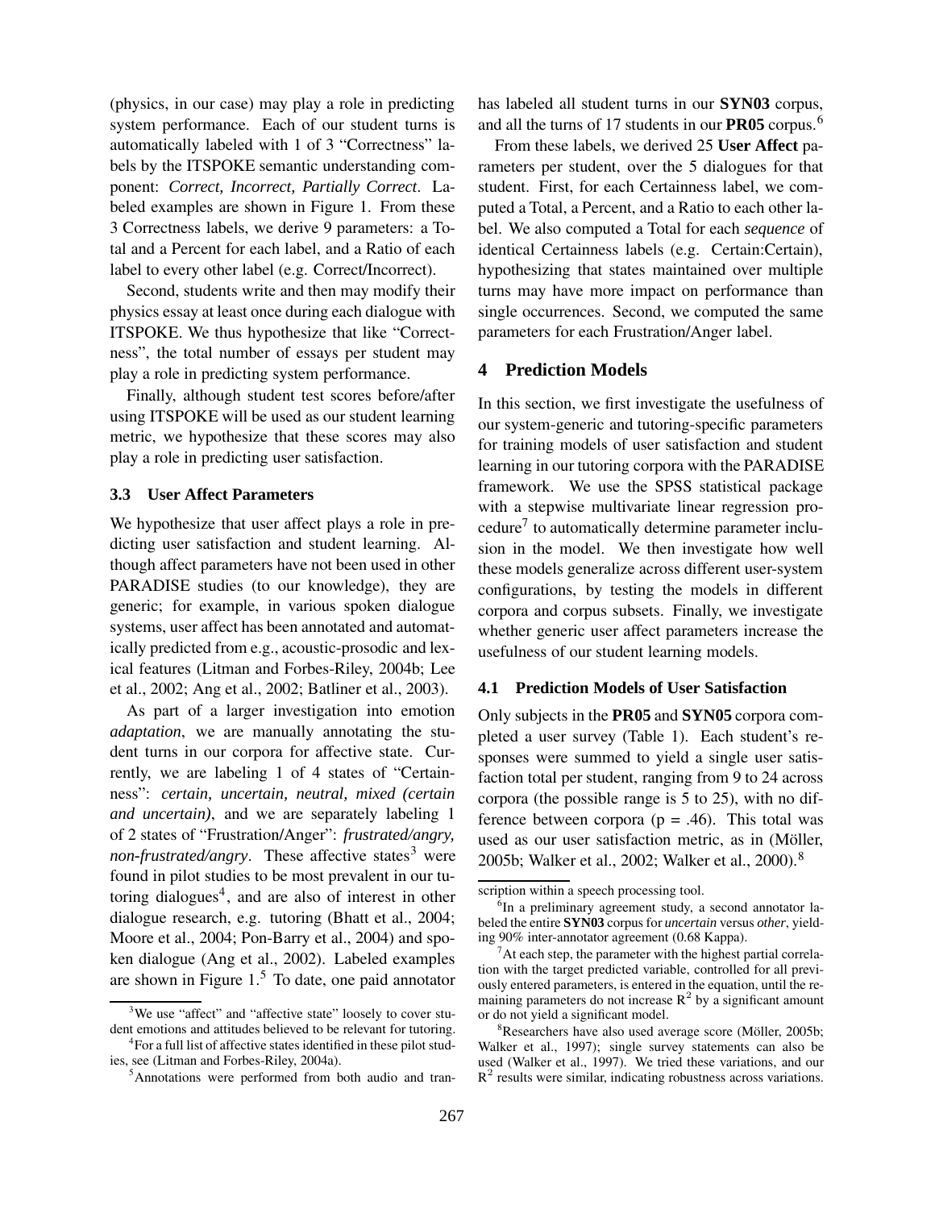(physics, in our case) may play a role in predicting system performance. Each of our student turns is automatically labeled with 1 of 3 "Correctness" labels by the ITSPOKE semantic understanding component: *Correct, Incorrect, Partially Correct*. Labeled examples are shown in Figure 1. From these 3 Correctness labels, we derive 9 parameters: a Total and a Percent for each label, and a Ratio of each label to every other label (e.g. Correct/Incorrect).

Second, students write and then may modify their physics essay at least once during each dialogue with ITSPOKE. We thus hypothesize that like "Correctness", the total number of essays per student may play a role in predicting system performance.

Finally, although student test scores before/after using ITSPOKE will be used as our student learning metric, we hypothesize that these scores may also play a role in predicting user satisfaction.

### 3.3 User Affect Parameters

We hypothesize that user affect plays a role in predicting user satisfaction and student learning. Although affect parameters have not been used in other PARADISE studies (to our knowledge), they are generic; for example, in various spoken dialogue systems, user affect has been annotated and automatically predicted from e.g., acoustic-prosodic and lexical features (Litman and Forbes-Riley, 2004b; Lee et al., 2002; Ang et al., 2002; Batliner et al., 2003).

As part of a larger investigation into emotion *adaptation*, we are manually annotating the student turns in our corpora for affective state. Currently, we are labeling 1 of 4 states of "Certainness": *certain, uncertain, neutral, mixed (certain and uncertain)*, and we are separately labeling 1 of 2 states of "Frustration/Anger": *frustrated/angry, non-frustrated/angry*. These affective states[3] were found in pilot studies to be most prevalent in our tutoring dialogues[4], and are also of interest in other dialogue research, e.g. tutoring (Bhatt et al., 2004; Moore et al., 2004; Pon-Barry et al., 2004) and spoken dialogue (Ang et al., 2002). Labeled examples are shown in Figure 1.[5] To date, one paid annotator has labeled all student turns in our **SYN03** corpus, and all the turns of 17 students in our **PR05** corpus.[6]

From these labels, we derived 25 **User Affect** parameters per student, over the 5 dialogues for that student. First, for each Certainness label, we computed a Total, a Percent, and a Ratio to each other label. We also computed a Total for each *sequence* of identical Certainness labels (e.g. Certain:Certain), hypothesizing that states maintained over multiple turns may have more impact on performance than single occurrences. Second, we computed the same parameters for each Frustration/Anger label.

## 4 Prediction Models

In this section, we first investigate the usefulness of our system-generic and tutoring-specific parameters for training models of user satisfaction and student learning in our tutoring corpora with the PARADISE framework. We use the SPSS statistical package with a stepwise multivariate linear regression procedure[7] to automatically determine parameter inclusion in the model. We then investigate how well these models generalize across different user-system configurations, by testing the models in different corpora and corpus subsets. Finally, we investigate whether generic user affect parameters increase the usefulness of our student learning models.

### 4.1 Prediction Models of User Satisfaction

Only subjects in the **PR05** and **SYN05** corpora completed a user survey (Table 1). Each student's responses were summed to yield a single user satisfaction total per student, ranging from 9 to 24 across corpora (the possible range is 5 to 25), with no difference between corpora ($p = .46$). This total was used as our user satisfaction metric, as in (Möller, 2005b; Walker et al., 2002; Walker et al., 2000).[8]

---

[3] We use "affect" and "affective state" loosely to cover student emotions and attitudes believed to be relevant for tutoring.

[4] For a full list of affective states identified in these pilot studies, see (Litman and Forbes-Riley, 2004a).

[5] Annotations were performed from both audio and transcription within a speech processing tool.

[6] In a preliminary agreement study, a second annotator labeled the entire **SYN03** corpus for *uncertain* versus *other*, yielding 90% inter-annotator agreement (0.68 Kappa).

[7] At each step, the parameter with the highest partial correlation with the target predicted variable, controlled for all previously entered parameters, is entered in the equation, until the remaining parameters do not increase $R^2$ by a significant amount or do not yield a significant model.

[8] Researchers have also used average score (Möller, 2005b; Walker et al., 1997); single survey statements can also be used (Walker et al., 1997). We tried these variations, and our $R^2$ results were similar, indicating robustness across variations.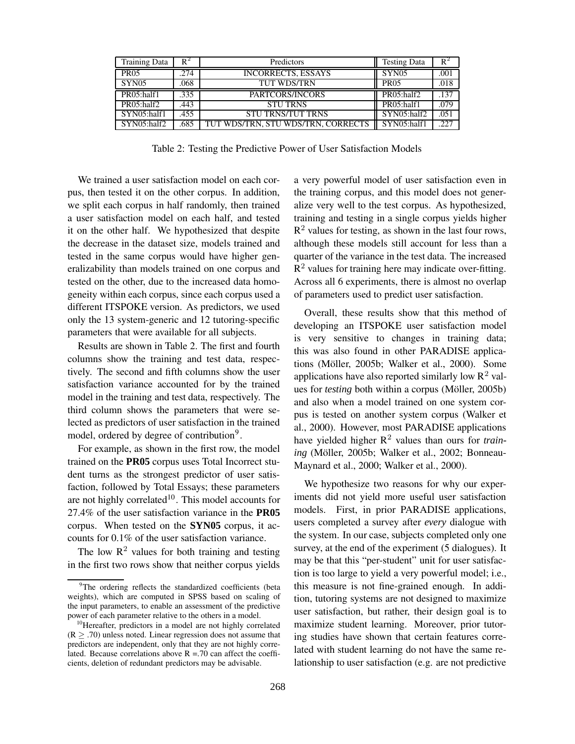| Training Data | $R^2$ | Predictors | Testing Data | $R^2$ |
|---|---|---|---|---|
| PR05 | .274 | INCORRECTS, ESSAYS | SYN05 | .001 |
| SYN05 | .068 | TUT WDS/TRN | PR05 | .018 |
| PR05:half1 | .335 | PARTCORS/INCORS | PR05:half2 | .137 |
| PR05:half2 | .443 | STU TRNS | PR05:half1 | .079 |
| SYN05:half1 | .455 | STU TRNS/TUT TRNS | SYN05:half2 | .051 |
| SYN05:half2 | .685 | TUT WDS/TRN, STU WDS/TRN, CORRECTS | SYN05:half1 | .227 |

Table 2: Testing the Predictive Power of User Satisfaction Models

We trained a user satisfaction model on each corpus, then tested it on the other corpus. In addition, we split each corpus in half randomly, then trained a user satisfaction model on each half, and tested it on the other half. We hypothesized that despite the decrease in the dataset size, models trained and tested in the same corpus would have higher generalizability than models trained on one corpus and tested on the other, due to the increased data homogeneity within each corpus, since each corpus used a different ITSPOKE version. As predictors, we used only the 13 system-generic and 12 tutoring-specific parameters that were available for all subjects.

Results are shown in Table 2. The first and fourth columns show the training and test data, respectively. The second and fifth columns show the user satisfaction variance accounted for by the trained model in the training and test data, respectively. The third column shows the parameters that were selected as predictors of user satisfaction in the trained model, ordered by degree of contribution[9].

For example, as shown in the first row, the model trained on the **PR05** corpus uses Total Incorrect student turns as the strongest predictor of user satisfaction, followed by Total Essays; these parameters are not highly correlated[10]. This model accounts for 27.4% of the user satisfaction variance in the **PR05** corpus. When tested on the **SYN05** corpus, it accounts for 0.1% of the user satisfaction variance.

The low $R^2$ values for both training and testing in the first two rows show that neither corpus yields a very powerful model of user satisfaction even in the training corpus, and this model does not generalize very well to the test corpus. As hypothesized, training and testing in a single corpus yields higher $R^2$ values for testing, as shown in the last four rows, although these models still account for less than a quarter of the variance in the test data. The increased $R^2$ values for training here may indicate over-fitting. Across all 6 experiments, there is almost no overlap of parameters used to predict user satisfaction.

Overall, these results show that this method of developing an ITSPOKE user satisfaction model is very sensitive to changes in training data; this was also found in other PARADISE applications (Möller, 2005b; Walker et al., 2000). Some applications have also reported similarly low $R^2$ values for *testing* both within a corpus (Möller, 2005b) and also when a model trained on one system corpus is tested on another system corpus (Walker et al., 2000). However, most PARADISE applications have yielded higher $R^2$ values than ours for *training* (Möller, 2005b; Walker et al., 2002; Bonneau-Maynard et al., 2000; Walker et al., 2000).

We hypothesize two reasons for why our experiments did not yield more useful user satisfaction models. First, in prior PARADISE applications, users completed a survey after *every* dialogue with the system. In our case, subjects completed only one survey, at the end of the experiment (5 dialogues). It may be that this "per-student" unit for user satisfaction is too large to yield a very powerful model; i.e., this measure is not fine-grained enough. In addition, tutoring systems are not designed to maximize user satisfaction, but rather, their design goal is to maximize student learning. Moreover, prior tutoring studies have shown that certain features correlated with student learning do not have the same relationship to user satisfaction (e.g. are not predictive

[9] The ordering reflects the standardized coefficients (beta weights), which are computed in SPSS based on scaling of the input parameters, to enable an assessment of the predictive power of each parameter relative to the others in a model.

[10] Hereafter, predictors in a model are not highly correlated ($R \geq .70$) unless noted. Linear regression does not assume that predictors are independent, only that they are not highly correlated. Because correlations above $R = .70$ can affect the coefficients, deletion of redundant predictors may be advisable.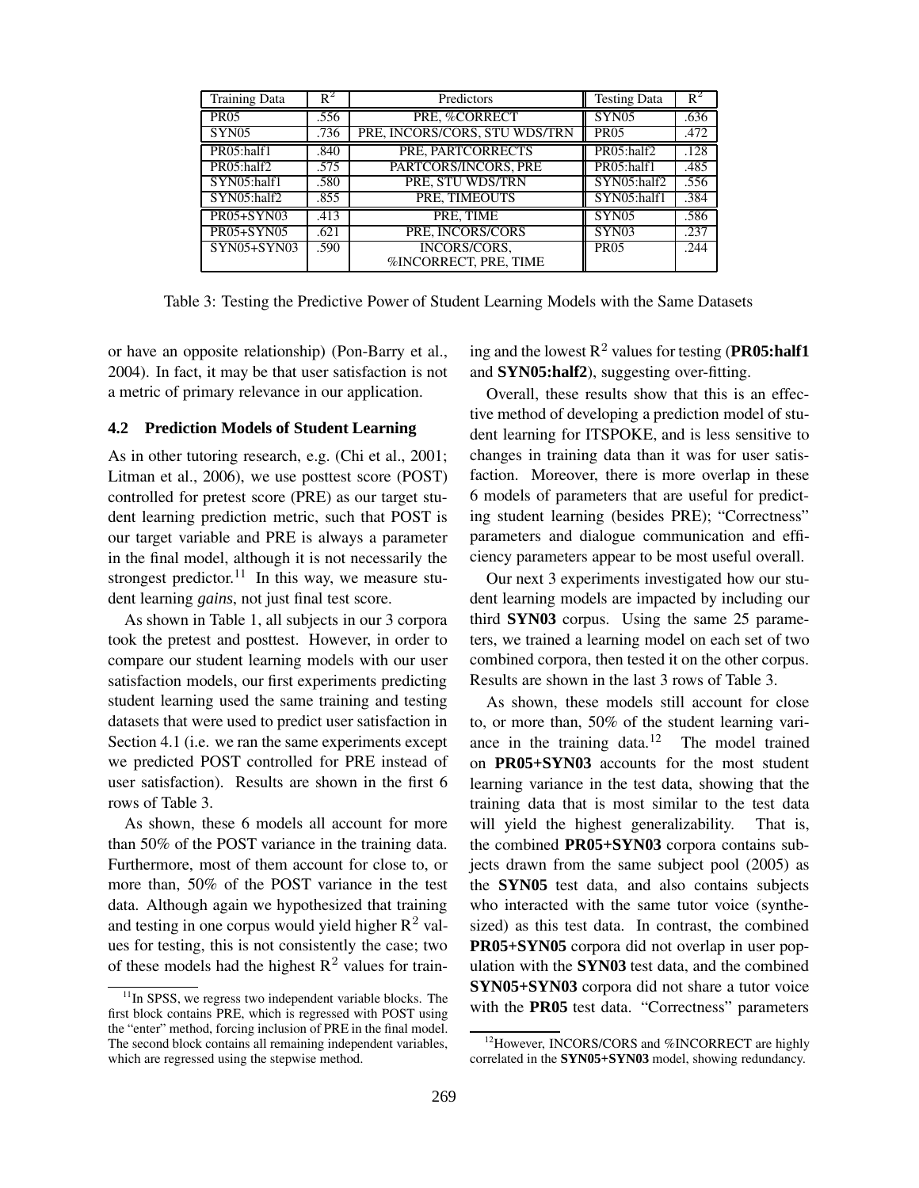| Training Data | $R^2$ | Predictors | Testing Data | $R^2$ |
|---|---|---|---|---|
| PR05 | .556 | PRE, %CORRECT | SYN05 | .636 |
| SYN05 | .736 | PRE, INCORS/CORS, STU WDS/TRN | PR05 | .472 |
| PR05:half1 | .840 | PRE, PARTCORRECTS | PR05:half2 | .128 |
| PR05:half2 | .575 | PARTCORS/INCORS, PRE | PR05:half1 | .485 |
| SYN05:half1 | .580 | PRE, STU WDS/TRN | SYN05:half2 | .556 |
| SYN05:half2 | .855 | PRE, TIMEOUTS | SYN05:half1 | .384 |
| PR05+SYN03 | .413 | PRE, TIME | SYN05 | .586 |
| PR05+SYN05 | .621 | PRE, INCORS/CORS | SYN03 | .237 |
| SYN05+SYN03 | .590 | INCORS/CORS, %INCORRECT, PRE, TIME | PR05 | .244 |

Table 3: Testing the Predictive Power of Student Learning Models with the Same Datasets

or have an opposite relationship) (Pon-Barry et al., 2004). In fact, it may be that user satisfaction is not a metric of primary relevance in our application.

### 4.2 Prediction Models of Student Learning

As in other tutoring research, e.g. (Chi et al., 2001; Litman et al., 2006), we use posttest score (POST) controlled for pretest score (PRE) as our target student learning prediction metric, such that POST is our target variable and PRE is always a parameter in the final model, although it is not necessarily the strongest predictor.[11] In this way, we measure student learning *gains*, not just final test score.

As shown in Table 1, all subjects in our 3 corpora took the pretest and posttest. However, in order to compare our student learning models with our user satisfaction models, our first experiments predicting student learning used the same training and testing datasets that were used to predict user satisfaction in Section 4.1 (i.e. we ran the same experiments except we predicted POST controlled for PRE instead of user satisfaction). Results are shown in the first 6 rows of Table 3.

As shown, these 6 models all account for more than 50% of the POST variance in the training data. Furthermore, most of them account for close to, or more than, 50% of the POST variance in the test data. Although again we hypothesized that training and testing in one corpus would yield higher $R^2$ values for testing, this is not consistently the case; two of these models had the highest $R^2$ values for training and the lowest $R^2$ values for testing (**PR05:half1** and **SYN05:half2**), suggesting over-fitting.

Overall, these results show that this is an effective method of developing a prediction model of student learning for ITSPOKE, and is less sensitive to changes in training data than it was for user satisfaction. Moreover, there is more overlap in these 6 models of parameters that are useful for predicting student learning (besides PRE); "Correctness" parameters and dialogue communication and efficiency parameters appear to be most useful overall.

Our next 3 experiments investigated how our student learning models are impacted by including our third **SYN03** corpus. Using the same 25 parameters, we trained a learning model on each set of two combined corpora, then tested it on the other corpus. Results are shown in the last 3 rows of Table 3.

As shown, these models still account for close to, or more than, 50% of the student learning variance in the training data.[12] The model trained on **PR05+SYN03** accounts for the most student learning variance in the test data, showing that the training data that is most similar to the test data will yield the highest generalizability. That is, the combined **PR05+SYN03** corpora contains subjects drawn from the same subject pool (2005) as the **SYN05** test data, and also contains subjects who interacted with the same tutor voice (synthesized) as this test data. In contrast, the combined **PR05+SYN05** corpora did not overlap in user population with the **SYN03** test data, and the combined **SYN05+SYN03** corpora did not share a tutor voice with the **PR05** test data. "Correctness" parameters

[11] In SPSS, we regress two independent variable blocks. The first block contains PRE, which is regressed with POST using the "enter" method, forcing inclusion of PRE in the final model. The second block contains all remaining independent variables, which are regressed using the stepwise method.

[12] However, INCORS/CORS and %INCORRECT are highly correlated in the **SYN05+SYN03** model, showing redundancy.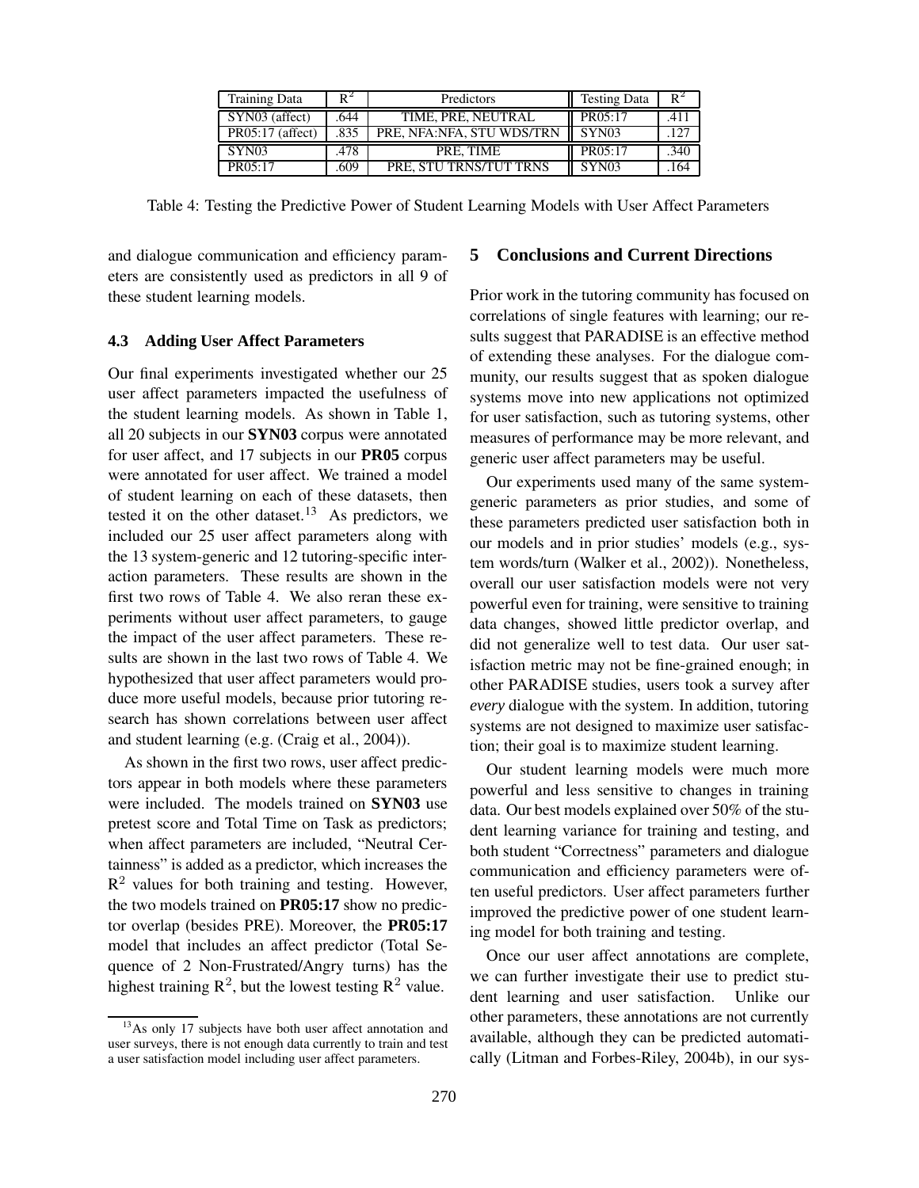| Training Data | $R^2$ | Predictors | Testing Data | $R^2$ |
|---|---|---|---|---|
| SYN03 (affect) | .644 | TIME, PRE, NEUTRAL | PR05:17 | .411 |
| PR05:17 (affect) | .835 | PRE, NFA:NFA, STU WDS/TRN | SYN03 | .127 |
| SYN03 | .478 | PRE, TIME | PR05:17 | .340 |
| PR05:17 | .609 | PRE, STU TRNS/TUT TRNS | SYN03 | .164 |

Table 4: Testing the Predictive Power of Student Learning Models with User Affect Parameters

and dialogue communication and efficiency parameters are consistently used as predictors in all 9 of these student learning models.

### 4.3 Adding User Affect Parameters

Our final experiments investigated whether our 25 user affect parameters impacted the usefulness of the student learning models. As shown in Table 1, all 20 subjects in our **SYN03** corpus were annotated for user affect, and 17 subjects in our **PR05** corpus were annotated for user affect. We trained a model of student learning on each of these datasets, then tested it on the other dataset.[13] As predictors, we included our 25 user affect parameters along with the 13 system-generic and 12 tutoring-specific interaction parameters. These results are shown in the first two rows of Table 4. We also reran these experiments without user affect parameters, to gauge the impact of the user affect parameters. These results are shown in the last two rows of Table 4. We hypothesized that user affect parameters would produce more useful models, because prior tutoring research has shown correlations between user affect and student learning (e.g. (Craig et al., 2004)).

As shown in the first two rows, user affect predictors appear in both models where these parameters were included. The models trained on **SYN03** use pretest score and Total Time on Task as predictors; when affect parameters are included, "Neutral Certainness" is added as a predictor, which increases the $R^2$ values for both training and testing. However, the two models trained on **PR05:17** show no predictor overlap (besides PRE). Moreover, the **PR05:17** model that includes an affect predictor (Total Sequence of 2 Non-Frustrated/Angry turns) has the highest training $R^2$, but the lowest testing $R^2$ value.

[13] As only 17 subjects have both user affect annotation and user surveys, there is not enough data currently to train and test a user satisfaction model including user affect parameters.

## 5 Conclusions and Current Directions

Prior work in the tutoring community has focused on correlations of single features with learning; our results suggest that PARADISE is an effective method of extending these analyses. For the dialogue community, our results suggest that as spoken dialogue systems move into new applications not optimized for user satisfaction, such as tutoring systems, other measures of performance may be more relevant, and generic user affect parameters may be useful.

Our experiments used many of the same system-generic parameters as prior studies, and some of these parameters predicted user satisfaction both in our models and in prior studies' models (e.g., system words/turn (Walker et al., 2002)). Nonetheless, overall our user satisfaction models were not very powerful even for training, were sensitive to training data changes, showed little predictor overlap, and did not generalize well to test data. Our user satisfaction metric may not be fine-grained enough; in other PARADISE studies, users took a survey after *every* dialogue with the system. In addition, tutoring systems are not designed to maximize user satisfaction; their goal is to maximize student learning.

Our student learning models were much more powerful and less sensitive to changes in training data. Our best models explained over 50% of the student learning variance for training and testing, and both student "Correctness" parameters and dialogue communication and efficiency parameters were often useful predictors. User affect parameters further improved the predictive power of one student learning model for both training and testing.

Once our user affect annotations are complete, we can further investigate their use to predict student learning and user satisfaction. Unlike our other parameters, these annotations are not currently available, although they can be predicted automatically (Litman and Forbes-Riley, 2004b), in our sys-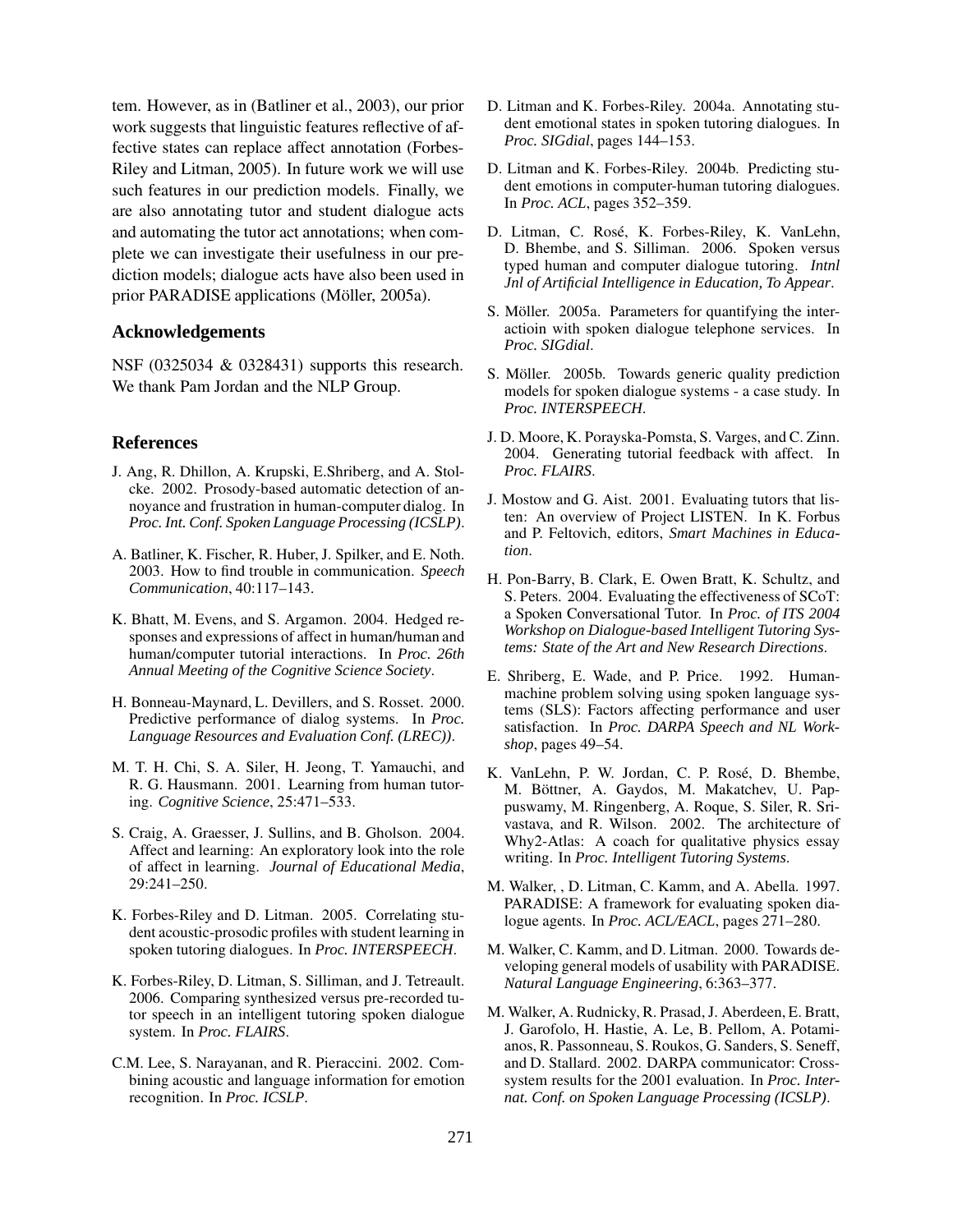tem. However, as in (Batliner et al., 2003), our prior work suggests that linguistic features reflective of affective states can replace affect annotation (Forbes-Riley and Litman, 2005). In future work we will use such features in our prediction models. Finally, we are also annotating tutor and student dialogue acts and automating the tutor act annotations; when complete we can investigate their usefulness in our prediction models; dialogue acts have also been used in prior PARADISE applications (Möller, 2005a).

## Acknowledgements

NSF (0325034 & 0328431) supports this research. We thank Pam Jordan and the NLP Group.

## References

J. Ang, R. Dhillon, A. Krupski, E.Shriberg, and A. Stolcke. 2002. Prosody-based automatic detection of annoyance and frustration in human-computer dialog. In *Proc. Int. Conf. Spoken Language Processing (ICSLP)*.

A. Batliner, K. Fischer, R. Huber, J. Spilker, and E. Noth. 2003. How to find trouble in communication. *Speech Communication*, 40:117–143.

K. Bhatt, M. Evens, and S. Argamon. 2004. Hedged responses and expressions of affect in human/human and human/computer tutorial interactions. In *Proc. 26th Annual Meeting of the Cognitive Science Society*.

H. Bonneau-Maynard, L. Devillers, and S. Rosset. 2000. Predictive performance of dialog systems. In *Proc. Language Resources and Evaluation Conf. (LREC))*.

M. T. H. Chi, S. A. Siler, H. Jeong, T. Yamauchi, and R. G. Hausmann. 2001. Learning from human tutoring. *Cognitive Science*, 25:471–533.

S. Craig, A. Graesser, J. Sullins, and B. Gholson. 2004. Affect and learning: An exploratory look into the role of affect in learning. *Journal of Educational Media*, 29:241–250.

K. Forbes-Riley and D. Litman. 2005. Correlating student acoustic-prosodic profiles with student learning in spoken tutoring dialogues. In *Proc. INTERSPEECH*.

K. Forbes-Riley, D. Litman, S. Silliman, and J. Tetreault. 2006. Comparing synthesized versus pre-recorded tutor speech in an intelligent tutoring spoken dialogue system. In *Proc. FLAIRS*.

C.M. Lee, S. Narayanan, and R. Pieraccini. 2002. Combining acoustic and language information for emotion recognition. In *Proc. ICSLP*.

D. Litman and K. Forbes-Riley. 2004a. Annotating student emotional states in spoken tutoring dialogues. In *Proc. SIGdial*, pages 144–153.

D. Litman and K. Forbes-Riley. 2004b. Predicting student emotions in computer-human tutoring dialogues. In *Proc. ACL*, pages 352–359.

D. Litman, C. Rosé, K. Forbes-Riley, K. VanLehn, D. Bhembe, and S. Silliman. 2006. Spoken versus typed human and computer dialogue tutoring. *Intnl Jnl of Artificial Intelligence in Education, To Appear*.

S. Möller. 2005a. Parameters for quantifying the interactioin with spoken dialogue telephone services. In *Proc. SIGdial*.

S. Möller. 2005b. Towards generic quality prediction models for spoken dialogue systems - a case study. In *Proc. INTERSPEECH*.

J. D. Moore, K. Porayska-Pomsta, S. Varges, and C. Zinn. 2004. Generating tutorial feedback with affect. In *Proc. FLAIRS*.

J. Mostow and G. Aist. 2001. Evaluating tutors that listen: An overview of Project LISTEN. In K. Forbus and P. Feltovich, editors, *Smart Machines in Education*.

H. Pon-Barry, B. Clark, E. Owen Bratt, K. Schultz, and S. Peters. 2004. Evaluating the effectiveness of SCoT: a Spoken Conversational Tutor. In *Proc. of ITS 2004 Workshop on Dialogue-based Intelligent Tutoring Systems: State of the Art and New Research Directions*.

E. Shriberg, E. Wade, and P. Price. 1992. Human-machine problem solving using spoken language systems (SLS): Factors affecting performance and user satisfaction. In *Proc. DARPA Speech and NL Workshop*, pages 49–54.

K. VanLehn, P. W. Jordan, C. P. Rosé, D. Bhembe, M. Böttner, A. Gaydos, M. Makatchev, U. Pappuswamy, M. Ringenberg, A. Roque, S. Siler, R. Srivastava, and R. Wilson. 2002. The architecture of Why2-Atlas: A coach for qualitative physics essay writing. In *Proc. Intelligent Tutoring Systems*.

M. Walker, , D. Litman, C. Kamm, and A. Abella. 1997. PARADISE: A framework for evaluating spoken dialogue agents. In *Proc. ACL/EACL*, pages 271–280.

M. Walker, C. Kamm, and D. Litman. 2000. Towards developing general models of usability with PARADISE. *Natural Language Engineering*, 6:363–377.

M. Walker, A. Rudnicky, R. Prasad, J. Aberdeen, E. Bratt, J. Garofolo, H. Hastie, A. Le, B. Pellom, A. Potamianos, R. Passonneau, S. Roukos, G. Sanders, S. Seneff, and D. Stallard. 2002. DARPA communicator: Cross-system results for the 2001 evaluation. In *Proc. Internat. Conf. on Spoken Language Processing (ICSLP)*.